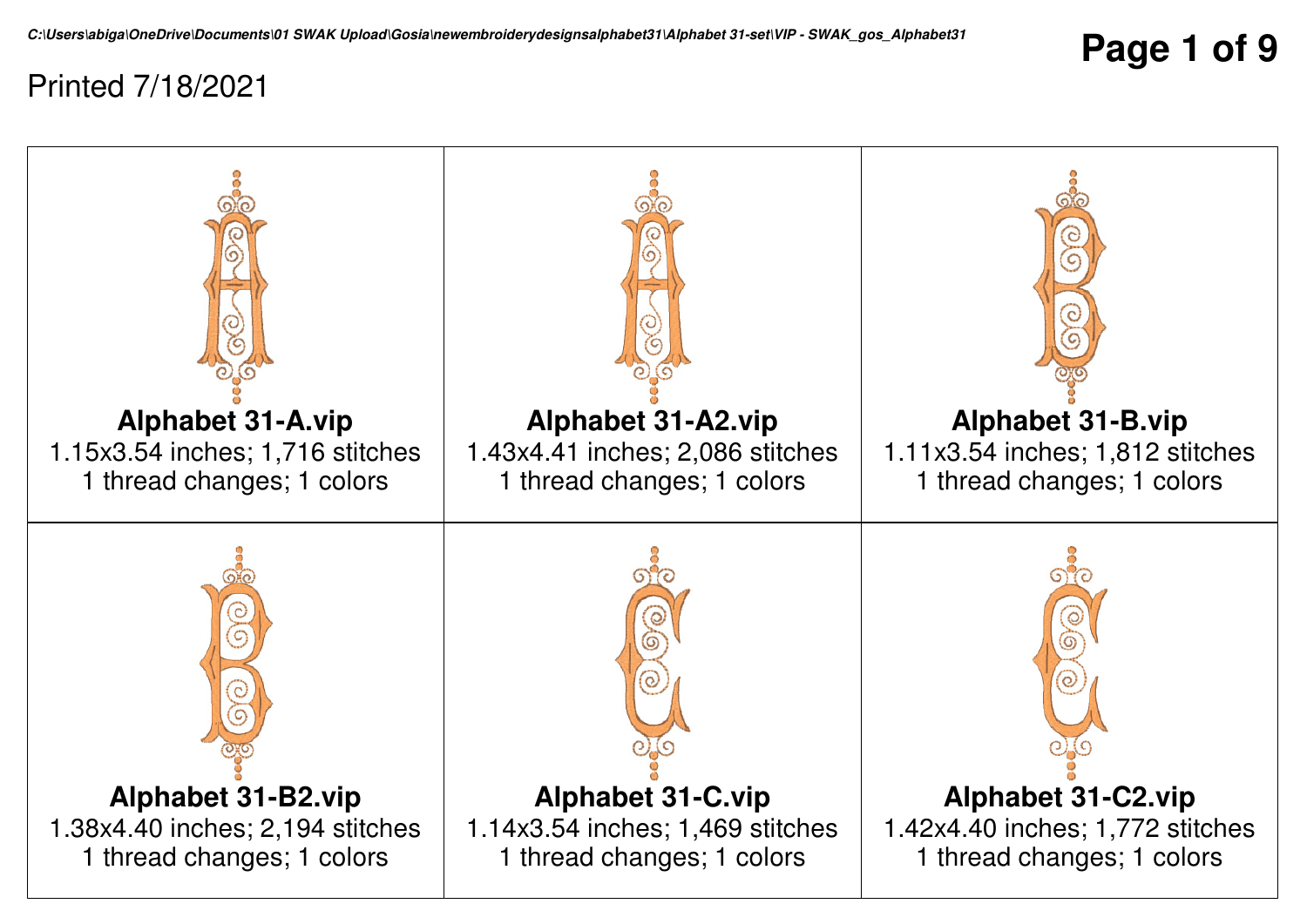C:\Users\abiga\OneDrive\Documents\01 SWAK Upload\Gosia\newembroiderydesignsalphabet31\Alphabet 31-set\VIP - SWAK_gos_Alphabet31

Printed 7/18/2021

| | | |
|---|---|---|
| **Alphabet 31-A.vip**<br>1.15x3.54 inches; 1,716 stitches<br>1 thread changes; 1 colors | **Alphabet 31-A2.vip**<br>1.43x4.41 inches; 2,086 stitches<br>1 thread changes; 1 colors | **Alphabet 31-B.vip**<br>1.11x3.54 inches; 1,812 stitches<br>1 thread changes; 1 colors |
| **Alphabet 31-B2.vip**<br>1.38x4.40 inches; 2,194 stitches<br>1 thread changes; 1 colors | **Alphabet 31-C.vip**<br>1.14x3.54 inches; 1,469 stitches<br>1 thread changes; 1 colors | **Alphabet 31-C2.vip**<br>1.42x4.40 inches; 1,772 stitches<br>1 thread changes; 1 colors |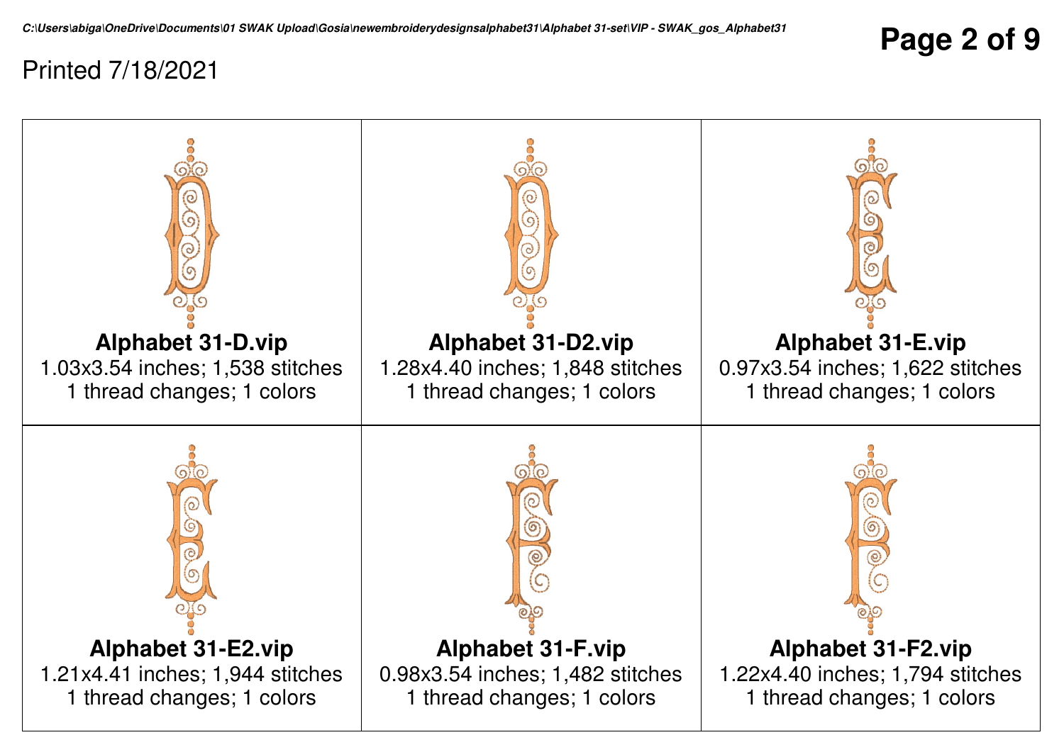C:\Users\abiga\OneDrive\Documents\01 SWAK Upload\Gosia\newembroiderydesignsalphabet31\Alphabet 31-set\VIP - SWAK_gos_Alphabet31

Printed 7/18/2021

| | | |
|---|---|---|
| **Alphabet 31-D.vip**<br>1.03x3.54 inches; 1,538 stitches<br>1 thread changes; 1 colors | **Alphabet 31-D2.vip**<br>1.28x4.40 inches; 1,848 stitches<br>1 thread changes; 1 colors | **Alphabet 31-E.vip**<br>0.97x3.54 inches; 1,622 stitches<br>1 thread changes; 1 colors |
| **Alphabet 31-E2.vip**<br>1.21x4.41 inches; 1,944 stitches<br>1 thread changes; 1 colors | **Alphabet 31-F.vip**<br>0.98x3.54 inches; 1,482 stitches<br>1 thread changes; 1 colors | **Alphabet 31-F2.vip**<br>1.22x4.40 inches; 1,794 stitches<br>1 thread changes; 1 colors |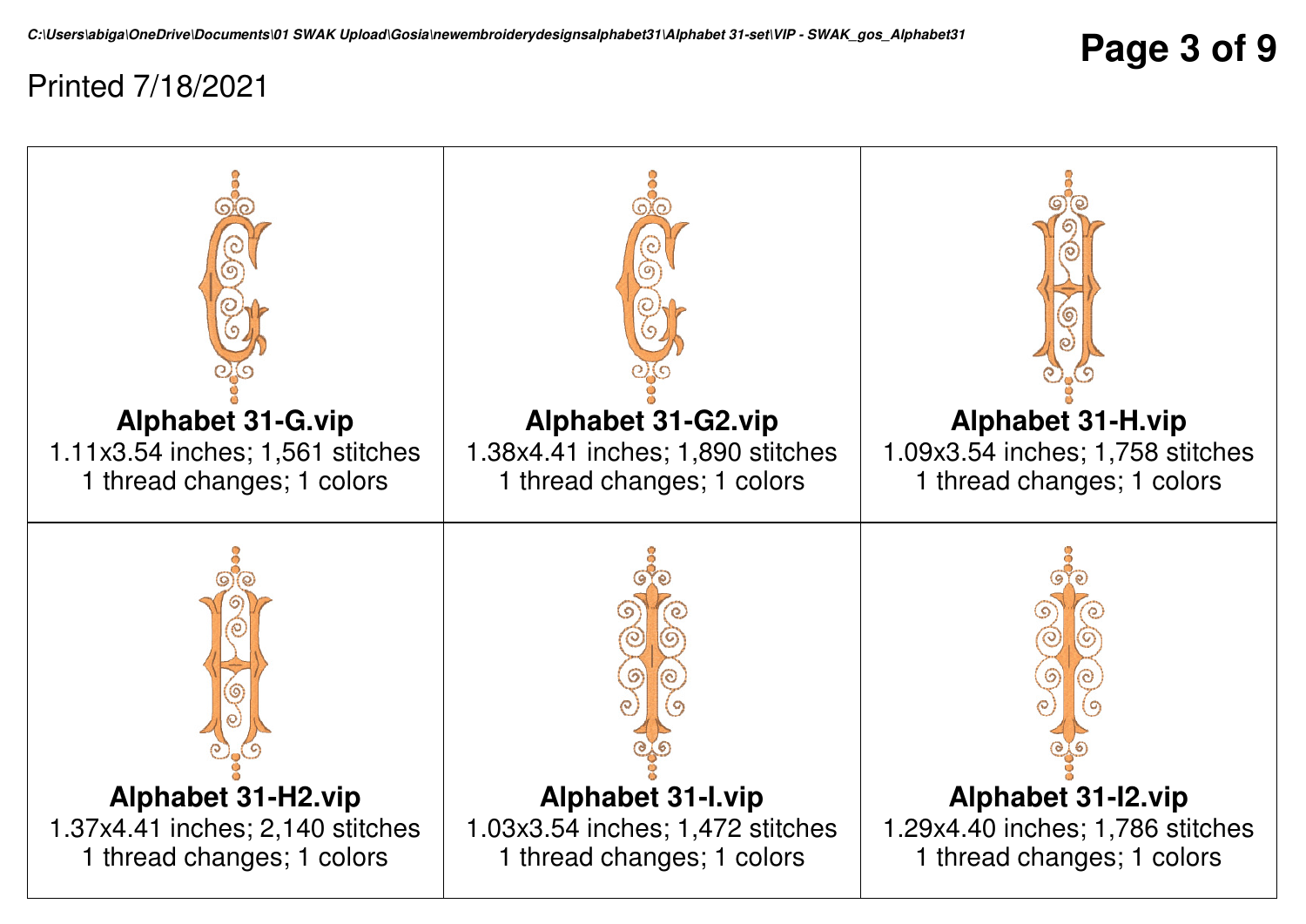C:\Users\abiga\OneDrive\Documents\01 SWAK Upload\Gosia\newembroiderydesignsalphabet31\Alphabet 31-set\VIP - SWAK_gos_Alphabet31

Printed 7/18/2021

| | | |
|---|---|---|
| **Alphabet 31-G.vip**<br>1.11x3.54 inches; 1,561 stitches<br>1 thread changes; 1 colors | **Alphabet 31-G2.vip**<br>1.38x4.41 inches; 1,890 stitches<br>1 thread changes; 1 colors | **Alphabet 31-H.vip**<br>1.09x3.54 inches; 1,758 stitches<br>1 thread changes; 1 colors |
| **Alphabet 31-H2.vip**<br>1.37x4.41 inches; 2,140 stitches<br>1 thread changes; 1 colors | **Alphabet 31-I.vip**<br>1.03x3.54 inches; 1,472 stitches<br>1 thread changes; 1 colors | **Alphabet 31-I2.vip**<br>1.29x4.40 inches; 1,786 stitches<br>1 thread changes; 1 colors |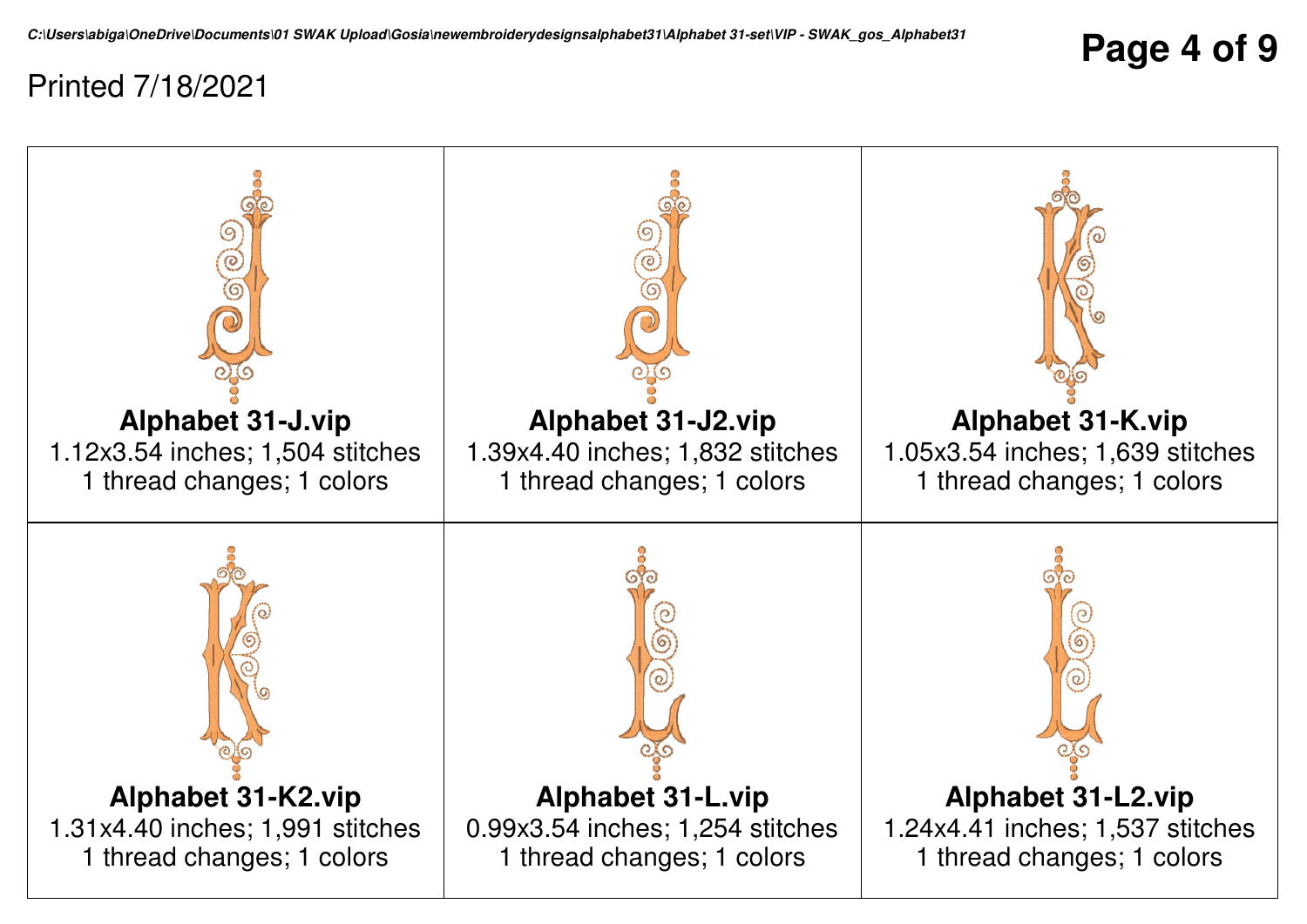C:\Users\abiga\OneDrive\Documents\01 SWAK Upload\Gosia\newembroiderydesignsalphabet31\Alphabet 31-set\VIP - SWAK_gos_Alphabet31

Printed 7/18/2021

| | | |
|---|---|---|
| **Alphabet 31-J.vip**<br>1.12x3.54 inches; 1,504 stitches<br>1 thread changes; 1 colors | **Alphabet 31-J2.vip**<br>1.39x4.40 inches; 1,832 stitches<br>1 thread changes; 1 colors | **Alphabet 31-K.vip**<br>1.05x3.54 inches; 1,639 stitches<br>1 thread changes; 1 colors |
| **Alphabet 31-K2.vip**<br>1.31x4.40 inches; 1,991 stitches<br>1 thread changes; 1 colors | **Alphabet 31-L.vip**<br>0.99x3.54 inches; 1,254 stitches<br>1 thread changes; 1 colors | **Alphabet 31-L2.vip**<br>1.24x4.41 inches; 1,537 stitches<br>1 thread changes; 1 colors |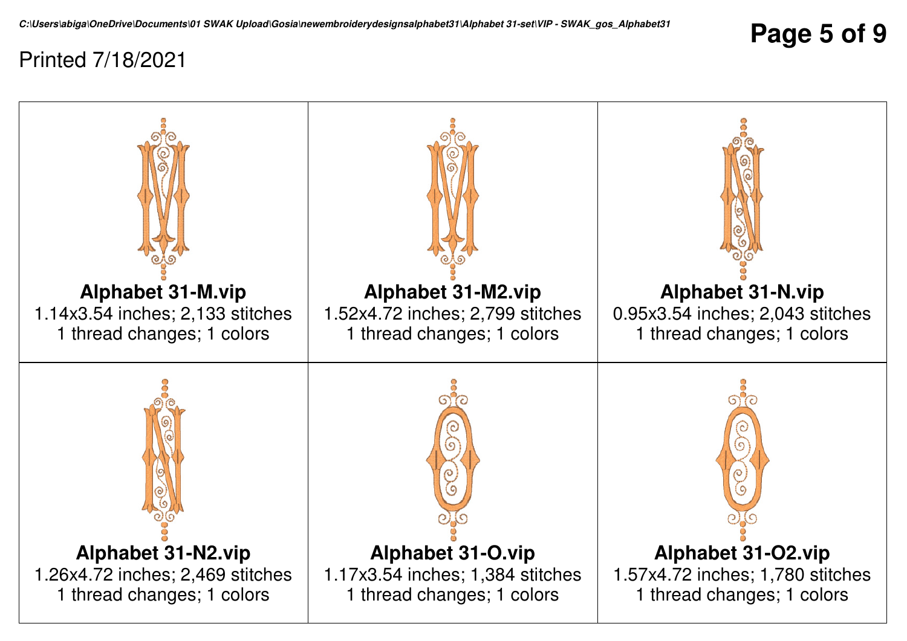C:\Users\abiga\OneDrive\Documents\01 SWAK Upload\Gosia\newembroiderydesignsalphabet31\Alphabet 31-set\VIP - SWAK_gos_Alphabet31

Printed 7/18/2021

| | | |
|---|---|---|
| **Alphabet 31-M.vip**<br>1.14x3.54 inches; 2,133 stitches<br>1 thread changes; 1 colors | **Alphabet 31-M2.vip**<br>1.52x4.72 inches; 2,799 stitches<br>1 thread changes; 1 colors | **Alphabet 31-N.vip**<br>0.95x3.54 inches; 2,043 stitches<br>1 thread changes; 1 colors |
| **Alphabet 31-N2.vip**<br>1.26x4.72 inches; 2,469 stitches<br>1 thread changes; 1 colors | **Alphabet 31-O.vip**<br>1.17x3.54 inches; 1,384 stitches<br>1 thread changes; 1 colors | **Alphabet 31-O2.vip**<br>1.57x4.72 inches; 1,780 stitches<br>1 thread changes; 1 colors |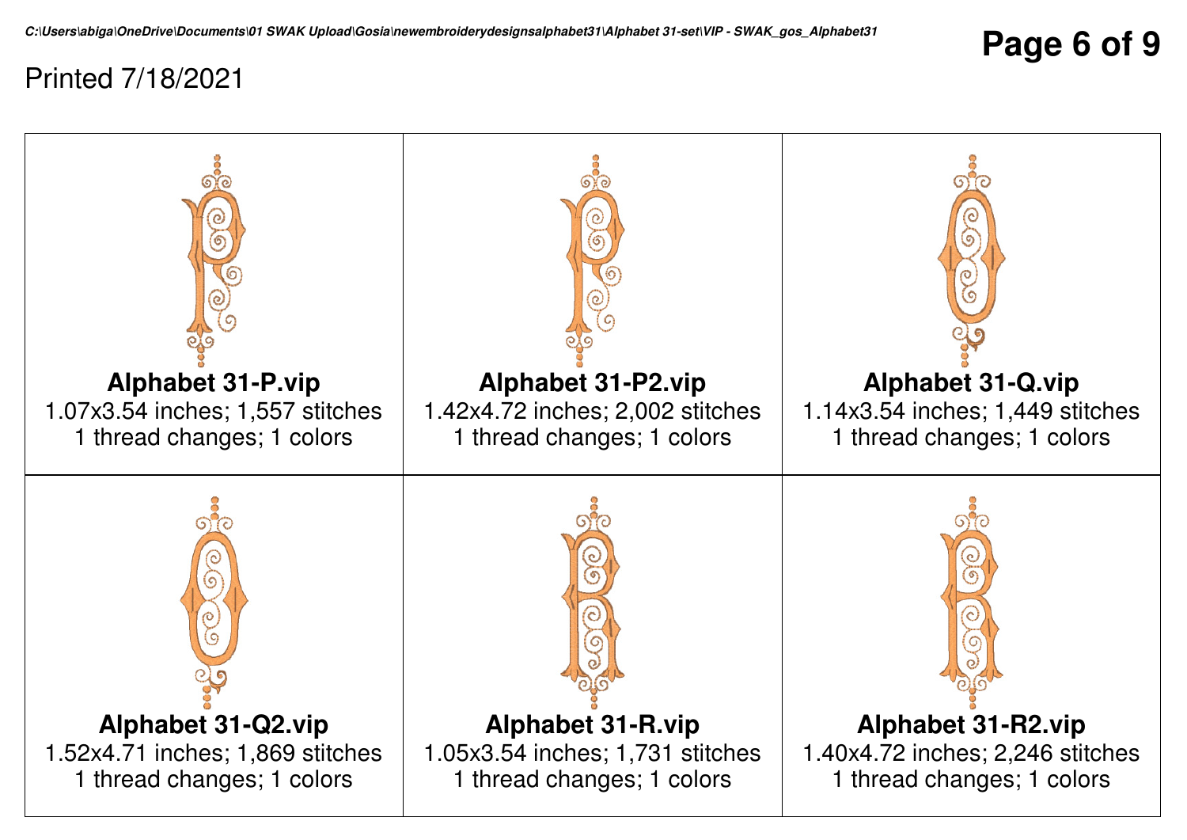C:\Users\abiga\OneDrive\Documents\01 SWAK Upload\Gosia\newembroiderydesignsalphabet31\Alphabet 31-set\VIP - SWAK_gos_Alphabet31

Printed 7/18/2021

| | | |
|---|---|---|
| **Alphabet 31-P.vip**<br>1.07x3.54 inches; 1,557 stitches<br>1 thread changes; 1 colors | **Alphabet 31-P2.vip**<br>1.42x4.72 inches; 2,002 stitches<br>1 thread changes; 1 colors | **Alphabet 31-Q.vip**<br>1.14x3.54 inches; 1,449 stitches<br>1 thread changes; 1 colors |
| **Alphabet 31-Q2.vip**<br>1.52x4.71 inches; 1,869 stitches<br>1 thread changes; 1 colors | **Alphabet 31-R.vip**<br>1.05x3.54 inches; 1,731 stitches<br>1 thread changes; 1 colors | **Alphabet 31-R2.vip**<br>1.40x4.72 inches; 2,246 stitches<br>1 thread changes; 1 colors |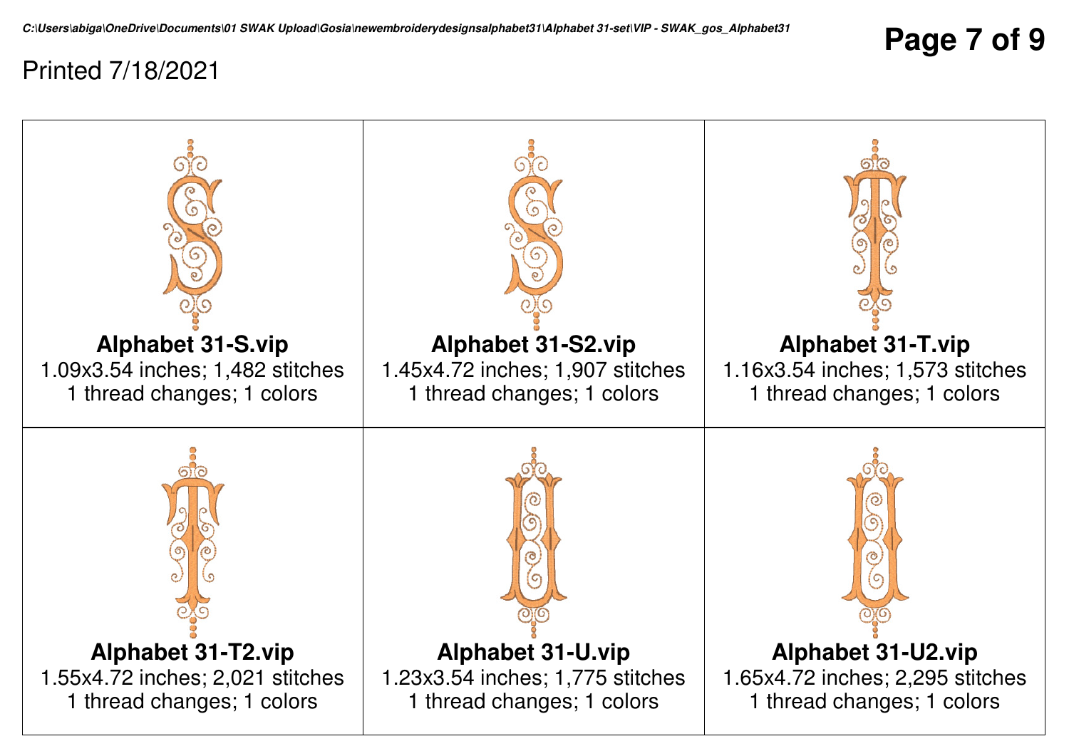C:\Users\abiga\OneDrive\Documents\01 SWAK Upload\Gosia\newembroiderydesignsalphabet31\Alphabet 31-set\VIP - SWAK_gos_Alphabet31

Printed 7/18/2021

| | | |
|---|---|---|
| **Alphabet 31-S.vip**<br>1.09x3.54 inches; 1,482 stitches<br>1 thread changes; 1 colors | **Alphabet 31-S2.vip**<br>1.45x4.72 inches; 1,907 stitches<br>1 thread changes; 1 colors | **Alphabet 31-T.vip**<br>1.16x3.54 inches; 1,573 stitches<br>1 thread changes; 1 colors |
| **Alphabet 31-T2.vip**<br>1.55x4.72 inches; 2,021 stitches<br>1 thread changes; 1 colors | **Alphabet 31-U.vip**<br>1.23x3.54 inches; 1,775 stitches<br>1 thread changes; 1 colors | **Alphabet 31-U2.vip**<br>1.65x4.72 inches; 2,295 stitches<br>1 thread changes; 1 colors |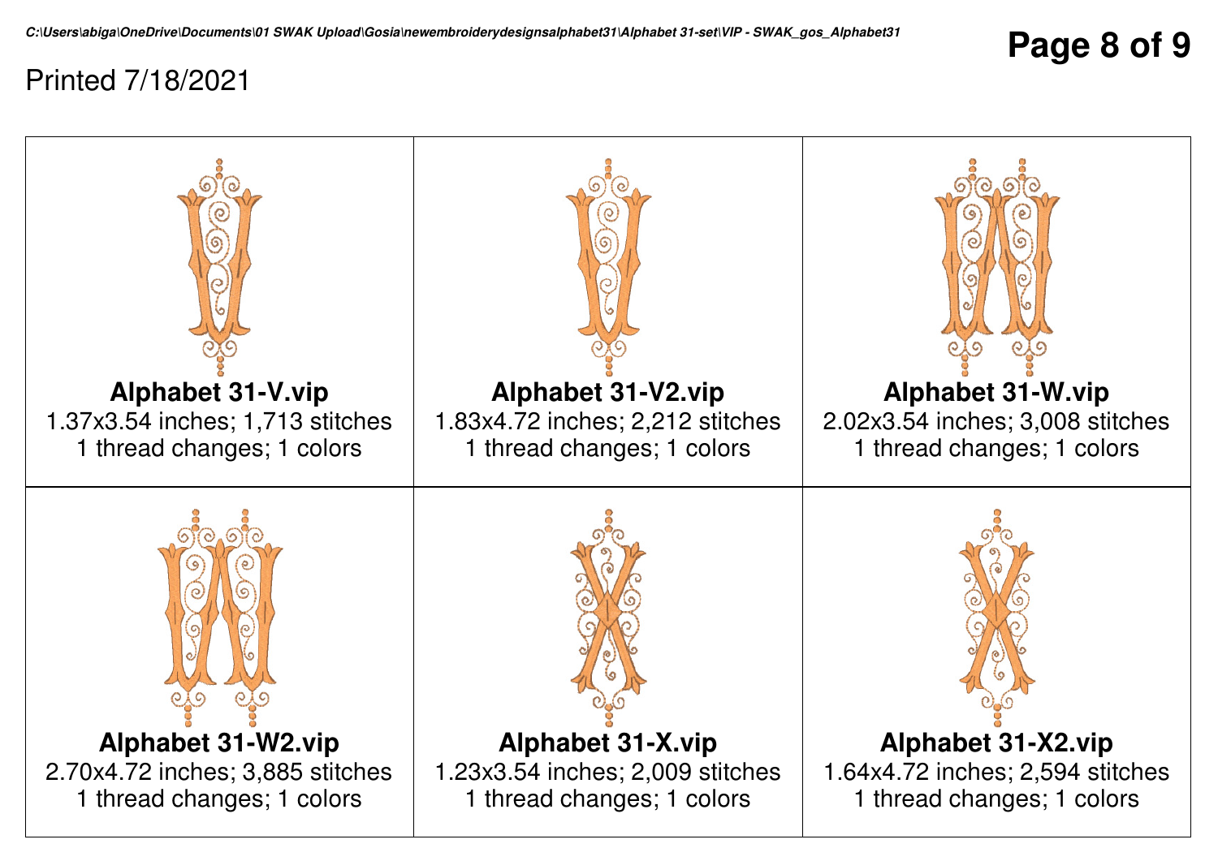C:\Users\abiga\OneDrive\Documents\01 SWAK Upload\Gosia\newembroiderydesignsalphabet31\Alphabet 31-set\VIP - SWAK_gos_Alphabet31

Printed 7/18/2021

| | | |
|---|---|---|
| **Alphabet 31-V.vip**<br>1.37x3.54 inches; 1,713 stitches<br>1 thread changes; 1 colors | **Alphabet 31-V2.vip**<br>1.83x4.72 inches; 2,212 stitches<br>1 thread changes; 1 colors | **Alphabet 31-W.vip**<br>2.02x3.54 inches; 3,008 stitches<br>1 thread changes; 1 colors |
| **Alphabet 31-W2.vip**<br>2.70x4.72 inches; 3,885 stitches<br>1 thread changes; 1 colors | **Alphabet 31-X.vip**<br>1.23x3.54 inches; 2,009 stitches<br>1 thread changes; 1 colors | **Alphabet 31-X2.vip**<br>1.64x4.72 inches; 2,594 stitches<br>1 thread changes; 1 colors |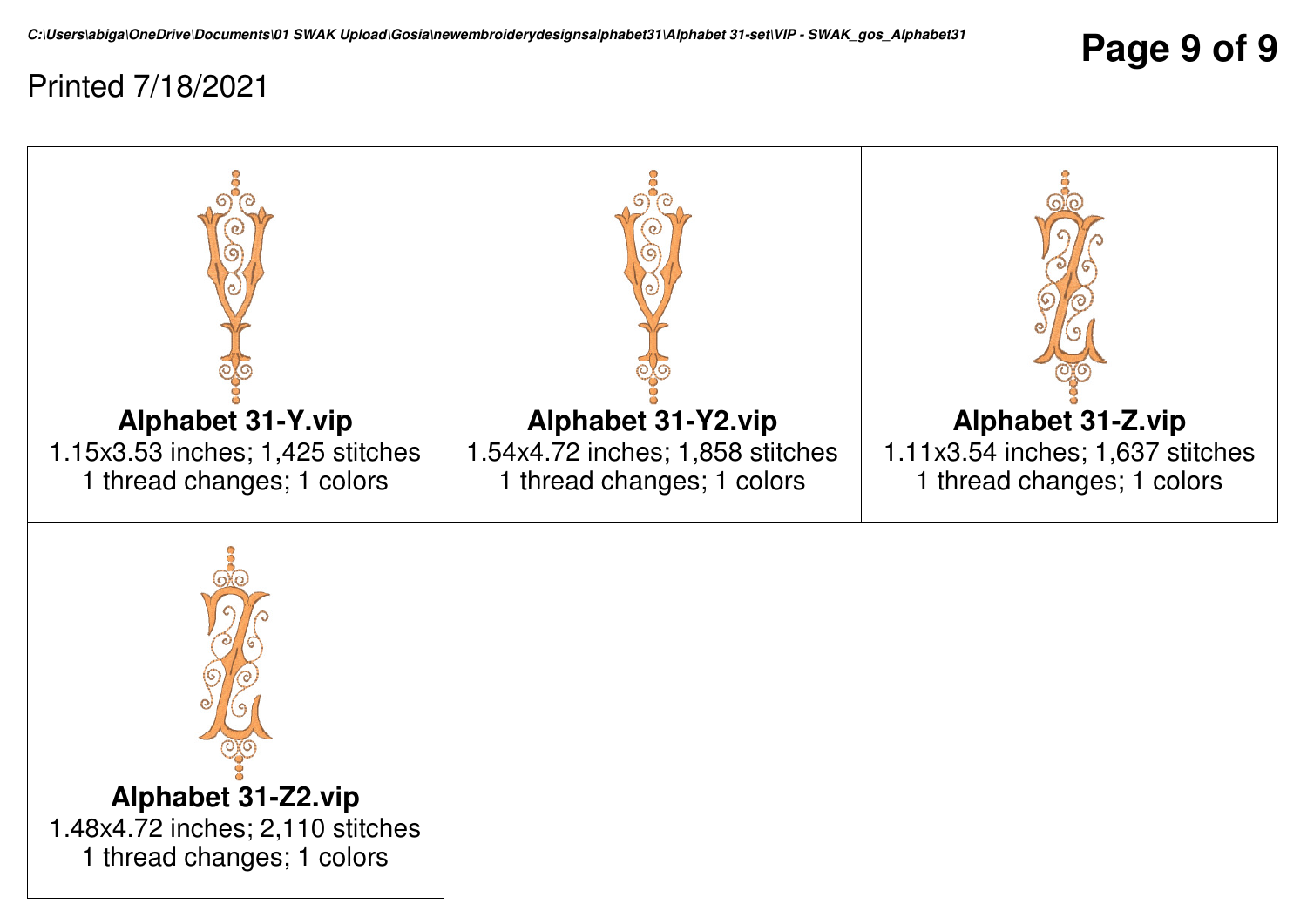C:\Users\abiga\OneDrive\Documents\01 SWAK Upload\Gosia\newembroiderydesignsalphabet31\Alphabet 31-set\VIP - SWAK_gos_Alphabet31

Printed 7/18/2021

**Alphabet 31-Y.vip**
1.15x3.53 inches; 1,425 stitches
1 thread changes; 1 colors

**Alphabet 31-Y2.vip**
1.54x4.72 inches; 1,858 stitches
1 thread changes; 1 colors

**Alphabet 31-Z.vip**
1.11x3.54 inches; 1,637 stitches
1 thread changes; 1 colors

**Alphabet 31-Z2.vip**
1.48x4.72 inches; 2,110 stitches
1 thread changes; 1 colors